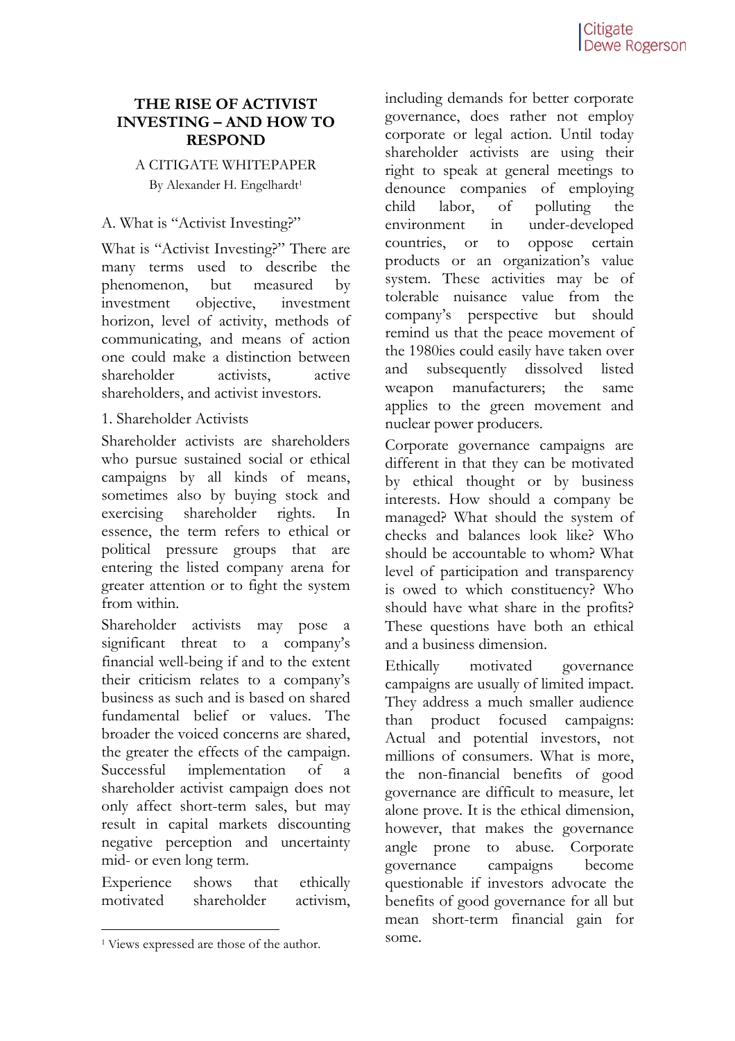# THE RISE OF ACTIVIST INVESTING – AND HOW TO RESPOND

A CITIGATE WHITEPAPER

By Alexander H. Engelhardt[1]

## A. What is "Activist Investing?"

What is "Activist Investing?" There are many terms used to describe the phenomenon, but measured by investment objective, investment horizon, level of activity, methods of communicating, and means of action one could make a distinction between shareholder activists, active shareholders, and activist investors.

### 1. Shareholder Activists

Shareholder activists are shareholders who pursue sustained social or ethical campaigns by all kinds of means, sometimes also by buying stock and exercising shareholder rights. In essence, the term refers to ethical or political pressure groups that are entering the listed company arena for greater attention or to fight the system from within.

Shareholder activists may pose a significant threat to a company's financial well-being if and to the extent their criticism relates to a company's business as such and is based on shared fundamental belief or values. The broader the voiced concerns are shared, the greater the effects of the campaign. Successful implementation of a shareholder activist campaign does not only affect short-term sales, but may result in capital markets discounting negative perception and uncertainty mid- or even long term.

Experience shows that ethically motivated shareholder activism, including demands for better corporate governance, does rather not employ corporate or legal action. Until today shareholder activists are using their right to speak at general meetings to denounce companies of employing child labor, of polluting the environment in under-developed countries, or to oppose certain products or an organization's value system. These activities may be of tolerable nuisance value from the company's perspective but should remind us that the peace movement of the 1980ies could easily have taken over and subsequently dissolved listed weapon manufacturers; the same applies to the green movement and nuclear power producers.

Corporate governance campaigns are different in that they can be motivated by ethical thought or by business interests. How should a company be managed? What should the system of checks and balances look like? Who should be accountable to whom? What level of participation and transparency is owed to which constituency? Who should have what share in the profits? These questions have both an ethical and a business dimension.

Ethically motivated governance campaigns are usually of limited impact. They address a much smaller audience than product focused campaigns: Actual and potential investors, not millions of consumers. What is more, the non-financial benefits of good governance are difficult to measure, let alone prove. It is the ethical dimension, however, that makes the governance angle prone to abuse. Corporate governance campaigns become questionable if investors advocate the benefits of good governance for all but mean short-term financial gain for some.

---

[1] Views expressed are those of the author.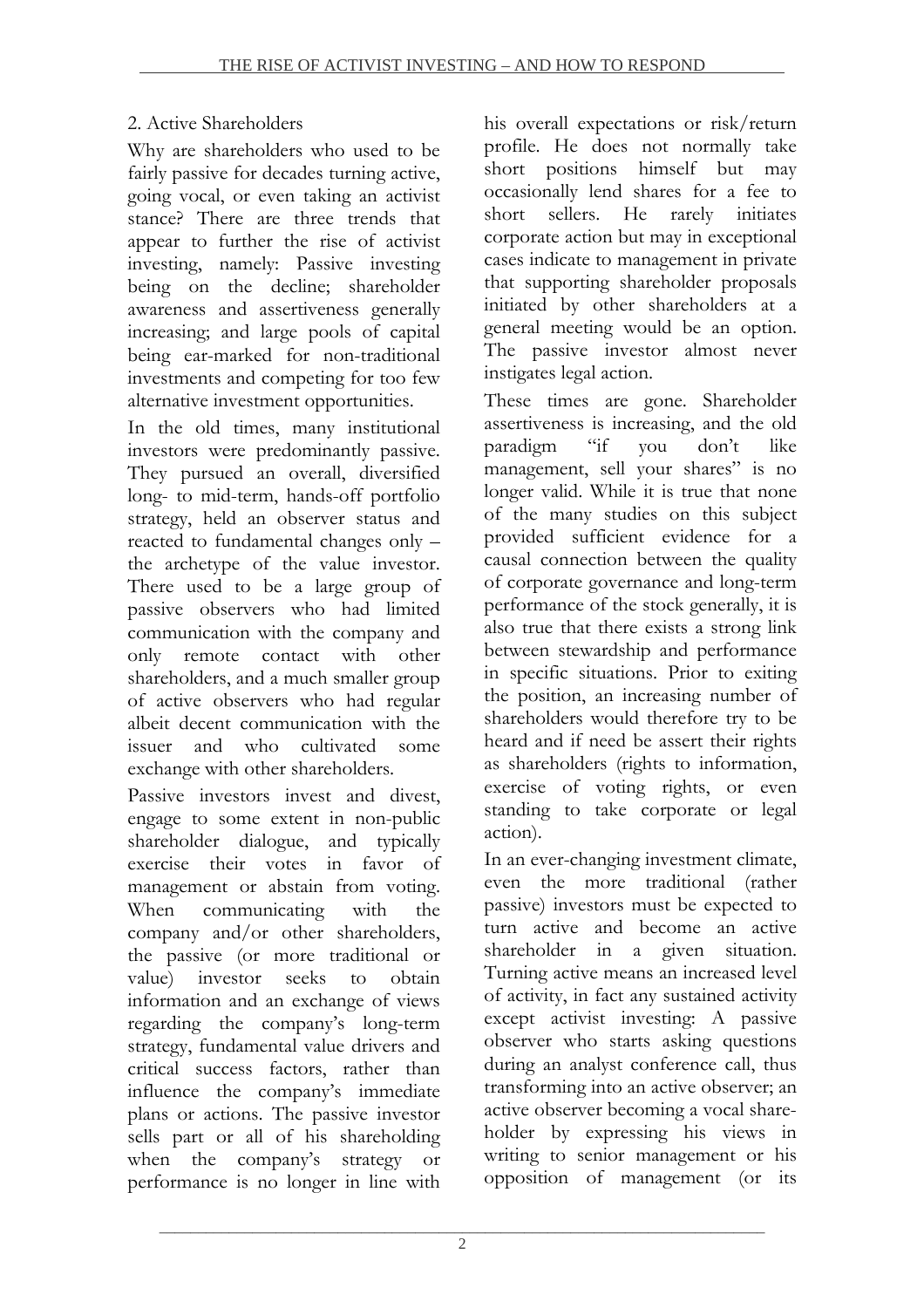## 2. Active Shareholders

Why are shareholders who used to be fairly passive for decades turning active, going vocal, or even taking an activist stance? There are three trends that appear to further the rise of activist investing, namely: Passive investing being on the decline; shareholder awareness and assertiveness generally increasing; and large pools of capital being ear-marked for non-traditional investments and competing for too few alternative investment opportunities.

In the old times, many institutional investors were predominantly passive. They pursued an overall, diversified long- to mid-term, hands-off portfolio strategy, held an observer status and reacted to fundamental changes only – the archetype of the value investor. There used to be a large group of passive observers who had limited communication with the company and only remote contact with other shareholders, and a much smaller group of active observers who had regular albeit decent communication with the issuer and who cultivated some exchange with other shareholders.

Passive investors invest and divest, engage to some extent in non-public shareholder dialogue, and typically exercise their votes in favor of management or abstain from voting. When communicating with the company and/or other shareholders, the passive (or more traditional or value) investor seeks to obtain information and an exchange of views regarding the company's long-term strategy, fundamental value drivers and critical success factors, rather than influence the company's immediate plans or actions. The passive investor sells part or all of his shareholding when the company's strategy or performance is no longer in line with his overall expectations or risk/return profile. He does not normally take short positions himself but may occasionally lend shares for a fee to short sellers. He rarely initiates corporate action but may in exceptional cases indicate to management in private that supporting shareholder proposals initiated by other shareholders at a general meeting would be an option. The passive investor almost never instigates legal action.

These times are gone. Shareholder assertiveness is increasing, and the old paradigm "if you don't like management, sell your shares" is no longer valid. While it is true that none of the many studies on this subject provided sufficient evidence for a causal connection between the quality of corporate governance and long-term performance of the stock generally, it is also true that there exists a strong link between stewardship and performance in specific situations. Prior to exiting the position, an increasing number of shareholders would therefore try to be heard and if need be assert their rights as shareholders (rights to information, exercise of voting rights, or even standing to take corporate or legal action).

In an ever-changing investment climate, even the more traditional (rather passive) investors must be expected to turn active and become an active shareholder in a given situation. Turning active means an increased level of activity, in fact any sustained activity except activist investing: A passive observer who starts asking questions during an analyst conference call, thus transforming into an active observer; an active observer becoming a vocal shareholder by expressing his views in writing to senior management or his opposition of management (or its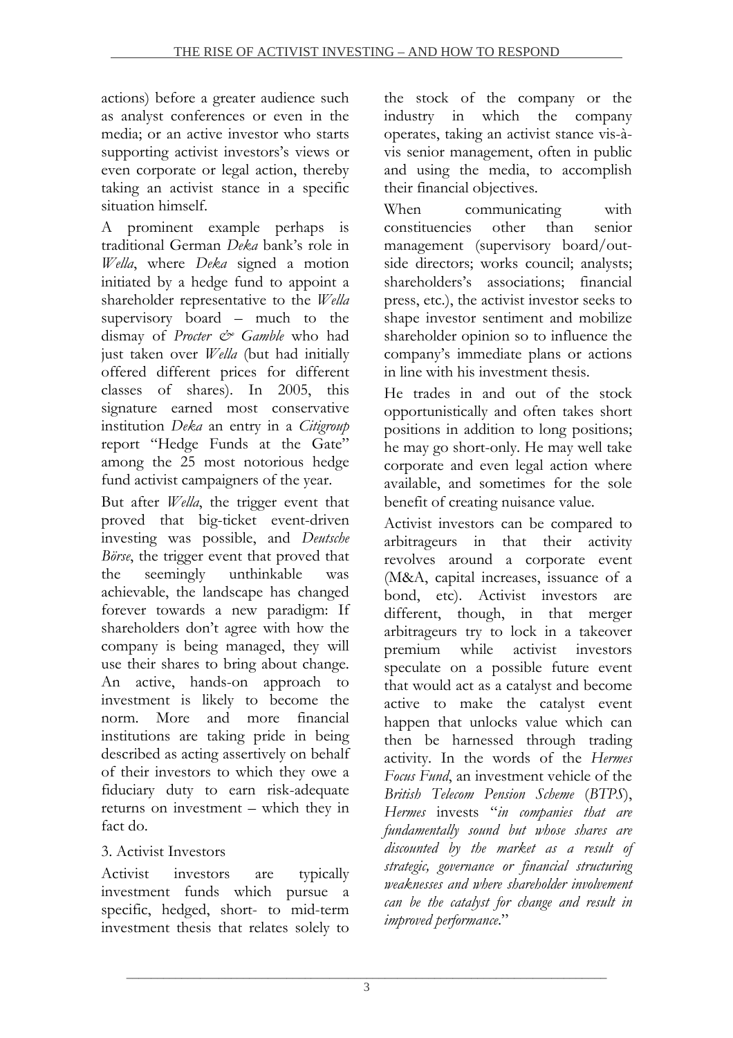actions) before a greater audience such as analyst conferences or even in the media; or an active investor who starts supporting activist investors's views or even corporate or legal action, thereby taking an activist stance in a specific situation himself.

A prominent example perhaps is traditional German *Deka* bank's role in *Wella*, where *Deka* signed a motion initiated by a hedge fund to appoint a shareholder representative to the *Wella* supervisory board – much to the dismay of *Procter & Gamble* who had just taken over *Wella* (but had initially offered different prices for different classes of shares). In 2005, this signature earned most conservative institution *Deka* an entry in a *Citigroup* report "Hedge Funds at the Gate" among the 25 most notorious hedge fund activist campaigners of the year.

But after *Wella*, the trigger event that proved that big-ticket event-driven investing was possible, and *Deutsche Börse*, the trigger event that proved that the seemingly unthinkable was achievable, the landscape has changed forever towards a new paradigm: If shareholders don't agree with how the company is being managed, they will use their shares to bring about change. An active, hands-on approach to investment is likely to become the norm. More and more financial institutions are taking pride in being described as acting assertively on behalf of their investors to which they owe a fiduciary duty to earn risk-adequate returns on investment – which they in fact do.

## 3. Activist Investors

Activist investors are typically investment funds which pursue a specific, hedged, short- to mid-term investment thesis that relates solely to the stock of the company or the industry in which the company operates, taking an activist stance vis-à-vis senior management, often in public and using the media, to accomplish their financial objectives.

When communicating with constituencies other than senior management (supervisory board/outside directors; works council; analysts; shareholders's associations; financial press, etc.), the activist investor seeks to shape investor sentiment and mobilize shareholder opinion so to influence the company's immediate plans or actions in line with his investment thesis.

He trades in and out of the stock opportunistically and often takes short positions in addition to long positions; he may go short-only. He may well take corporate and even legal action where available, and sometimes for the sole benefit of creating nuisance value.

Activist investors can be compared to arbitrageurs in that their activity revolves around a corporate event (M&A, capital increases, issuance of a bond, etc). Activist investors are different, though, in that merger arbitrageurs try to lock in a takeover premium while activist investors speculate on a possible future event that would act as a catalyst and become active to make the catalyst event happen that unlocks value which can then be harnessed through trading activity. In the words of the *Hermes Focus Fund*, an investment vehicle of the *British Telecom Pension Scheme* (*BTPS*), *Hermes* invests "*in companies that are fundamentally sound but whose shares are discounted by the market as a result of strategic, governance or financial structuring weaknesses and where shareholder involvement can be the catalyst for change and result in improved performance*."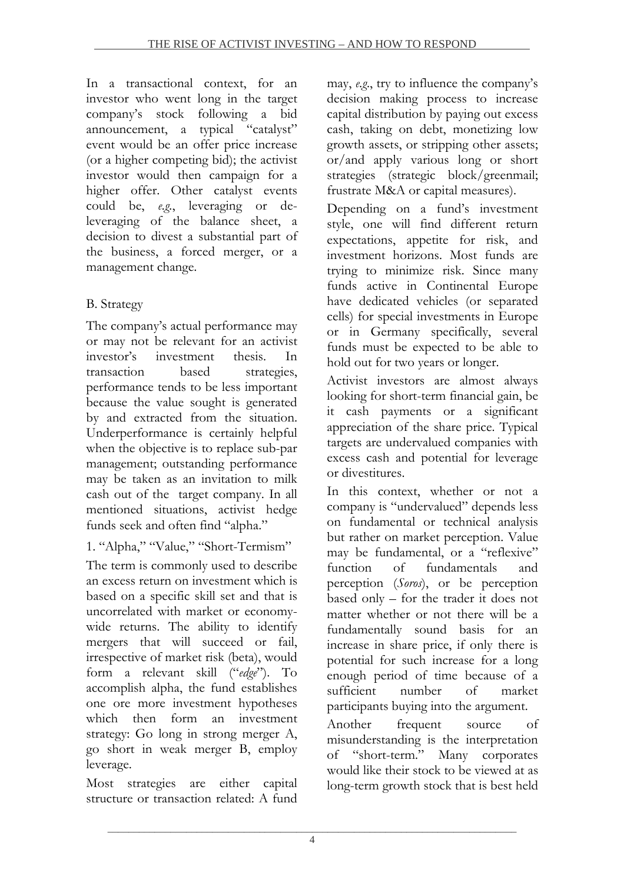In a transactional context, for an investor who went long in the target company's stock following a bid announcement, a typical "catalyst" event would be an offer price increase (or a higher competing bid); the activist investor would then campaign for a higher offer. Other catalyst events could be, *e.g.*, leveraging or de-leveraging of the balance sheet, a decision to divest a substantial part of the business, a forced merger, or a management change.

## B. Strategy

The company's actual performance may or may not be relevant for an activist investor's investment thesis. In transaction based strategies, performance tends to be less important because the value sought is generated by and extracted from the situation. Underperformance is certainly helpful when the objective is to replace sub-par management; outstanding performance may be taken as an invitation to milk cash out of the target company. In all mentioned situations, activist hedge funds seek and often find "alpha."

### 1. "Alpha," "Value," "Short-Termism"

The term is commonly used to describe an excess return on investment which is based on a specific skill set and that is uncorrelated with market or economy-wide returns. The ability to identify mergers that will succeed or fail, irrespective of market risk (beta), would form a relevant skill ("*edge*"). To accomplish alpha, the fund establishes one ore more investment hypotheses which then form an investment strategy: Go long in strong merger A, go short in weak merger B, employ leverage.

Most strategies are either capital structure or transaction related: A fund may, *e.g.*, try to influence the company's decision making process to increase capital distribution by paying out excess cash, taking on debt, monetizing low growth assets, or stripping other assets; or/and apply various long or short strategies (strategic block/greenmail; frustrate M&A or capital measures).

Depending on a fund's investment style, one will find different return expectations, appetite for risk, and investment horizons. Most funds are trying to minimize risk. Since many funds active in Continental Europe have dedicated vehicles (or separated cells) for special investments in Europe or in Germany specifically, several funds must be expected to be able to hold out for two years or longer.

Activist investors are almost always looking for short-term financial gain, be it cash payments or a significant appreciation of the share price. Typical targets are undervalued companies with excess cash and potential for leverage or divestitures.

In this context, whether or not a company is "undervalued" depends less on fundamental or technical analysis but rather on market perception. Value may be fundamental, or a "reflexive" function of fundamentals and perception (*Soros*), or be perception based only – for the trader it does not matter whether or not there will be a fundamentally sound basis for an increase in share price, if only there is potential for such increase for a long enough period of time because of a sufficient number of market participants buying into the argument.

Another frequent source of misunderstanding is the interpretation of "short-term." Many corporates would like their stock to be viewed at as long-term growth stock that is best held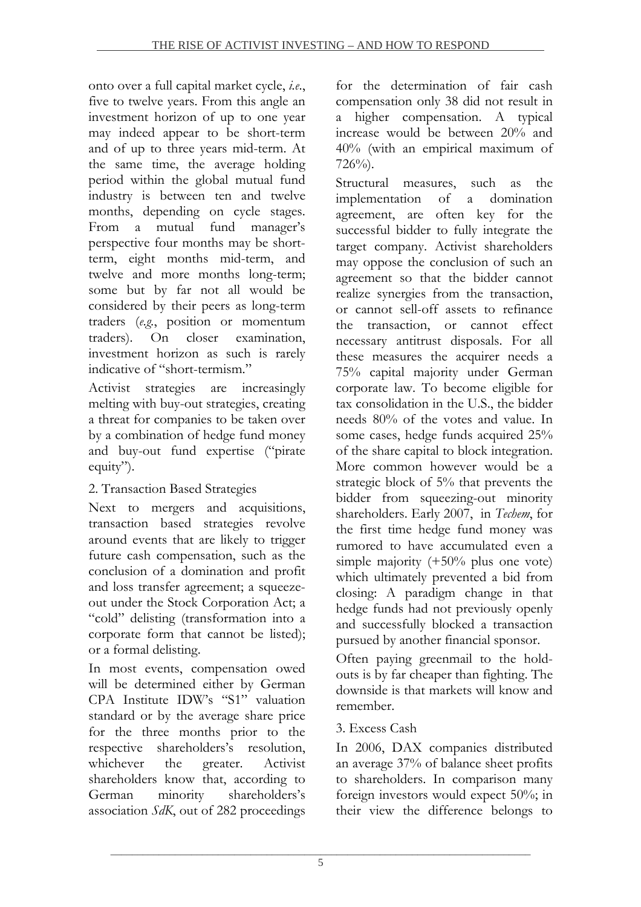onto over a full capital market cycle, *i.e.*, five to twelve years. From this angle an investment horizon of up to one year may indeed appear to be short-term and of up to three years mid-term. At the same time, the average holding period within the global mutual fund industry is between ten and twelve months, depending on cycle stages. From a mutual fund manager's perspective four months may be short-term, eight months mid-term, and twelve and more months long-term; some but by far not all would be considered by their peers as long-term traders (*e.g.*, position or momentum traders). On closer examination, investment horizon as such is rarely indicative of "short-termism."

Activist strategies are increasingly melting with buy-out strategies, creating a threat for companies to be taken over by a combination of hedge fund money and buy-out fund expertise ("pirate equity").

### 2. Transaction Based Strategies

Next to mergers and acquisitions, transaction based strategies revolve around events that are likely to trigger future cash compensation, such as the conclusion of a domination and profit and loss transfer agreement; a squeeze-out under the Stock Corporation Act; a "cold" delisting (transformation into a corporate form that cannot be listed); or a formal delisting.

In most events, compensation owed will be determined either by German CPA Institute IDW's "S1" valuation standard or by the average share price for the three months prior to the respective shareholders's resolution, whichever the greater. Activist shareholders know that, according to German minority shareholders's association *SdK*, out of 282 proceedings for the determination of fair cash compensation only 38 did not result in a higher compensation. A typical increase would be between 20% and 40% (with an empirical maximum of 726%).

Structural measures, such as the implementation of a domination agreement, are often key for the successful bidder to fully integrate the target company. Activist shareholders may oppose the conclusion of such an agreement so that the bidder cannot realize synergies from the transaction, or cannot sell-off assets to refinance the transaction, or cannot effect necessary antitrust disposals. For all these measures the acquirer needs a 75% capital majority under German corporate law. To become eligible for tax consolidation in the U.S., the bidder needs 80% of the votes and value. In some cases, hedge funds acquired 25% of the share capital to block integration. More common however would be a strategic block of 5% that prevents the bidder from squeezing-out minority shareholders. Early 2007, in *Techem*, for the first time hedge fund money was rumored to have accumulated even a simple majority (+50% plus one vote) which ultimately prevented a bid from closing: A paradigm change in that hedge funds had not previously openly and successfully blocked a transaction pursued by another financial sponsor.

Often paying greenmail to the hold-outs is by far cheaper than fighting. The downside is that markets will know and remember.

### 3. Excess Cash

In 2006, DAX companies distributed an average 37% of balance sheet profits to shareholders. In comparison many foreign investors would expect 50%; in their view the difference belongs to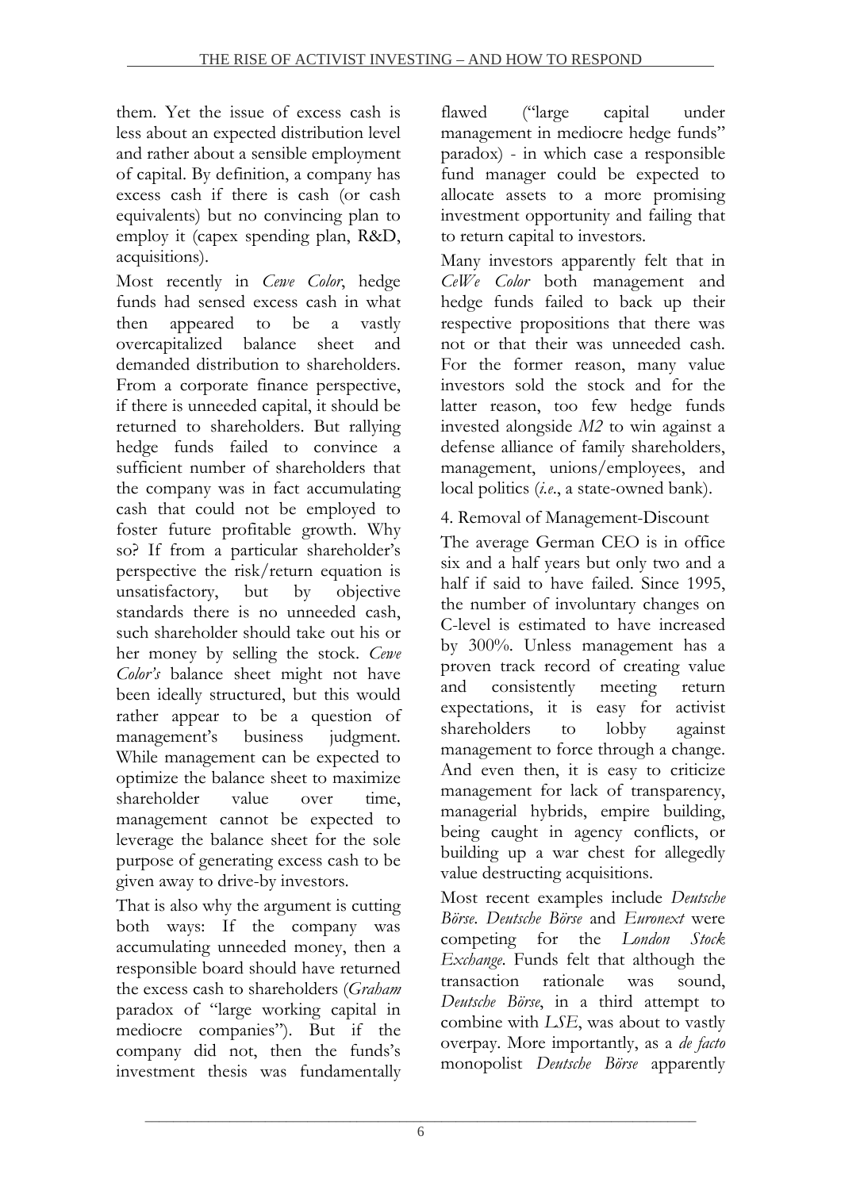them. Yet the issue of excess cash is less about an expected distribution level and rather about a sensible employment of capital. By definition, a company has excess cash if there is cash (or cash equivalents) but no convincing plan to employ it (capex spending plan, R&D, acquisitions).

Most recently in *Cewe Color*, hedge funds had sensed excess cash in what then appeared to be a vastly overcapitalized balance sheet and demanded distribution to shareholders. From a corporate finance perspective, if there is unneeded capital, it should be returned to shareholders. But rallying hedge funds failed to convince a sufficient number of shareholders that the company was in fact accumulating cash that could not be employed to foster future profitable growth. Why so? If from a particular shareholder's perspective the risk/return equation is unsatisfactory, but by objective standards there is no unneeded cash, such shareholder should take out his or her money by selling the stock. *Cewe Color's* balance sheet might not have been ideally structured, but this would rather appear to be a question of management's business judgment. While management can be expected to optimize the balance sheet to maximize shareholder value over time, management cannot be expected to leverage the balance sheet for the sole purpose of generating excess cash to be given away to drive-by investors.

That is also why the argument is cutting both ways: If the company was accumulating unneeded money, then a responsible board should have returned the excess cash to shareholders (*Graham* paradox of "large working capital in mediocre companies"). But if the company did not, then the funds's investment thesis was fundamentally flawed ("large capital under management in mediocre hedge funds" paradox) - in which case a responsible fund manager could be expected to allocate assets to a more promising investment opportunity and failing that to return capital to investors.

Many investors apparently felt that in *CeWe Color* both management and hedge funds failed to back up their respective propositions that there was not or that their was unneeded cash. For the former reason, many value investors sold the stock and for the latter reason, too few hedge funds invested alongside *M2* to win against a defense alliance of family shareholders, management, unions/employees, and local politics (*i.e.*, a state-owned bank).

4. Removal of Management-Discount

The average German CEO is in office six and a half years but only two and a half if said to have failed. Since 1995, the number of involuntary changes on C-level is estimated to have increased by 300%. Unless management has a proven track record of creating value and consistently meeting return expectations, it is easy for activist shareholders to lobby against management to force through a change. And even then, it is easy to criticize management for lack of transparency, managerial hybrids, empire building, being caught in agency conflicts, or building up a war chest for allegedly value destructing acquisitions.

Most recent examples include *Deutsche Börse*. *Deutsche Börse* and *Euronext* were competing for the *London Stock Exchange*. Funds felt that although the transaction rationale was sound, *Deutsche Börse*, in a third attempt to combine with *LSE*, was about to vastly overpay. More importantly, as a *de facto* monopolist *Deutsche Börse* apparently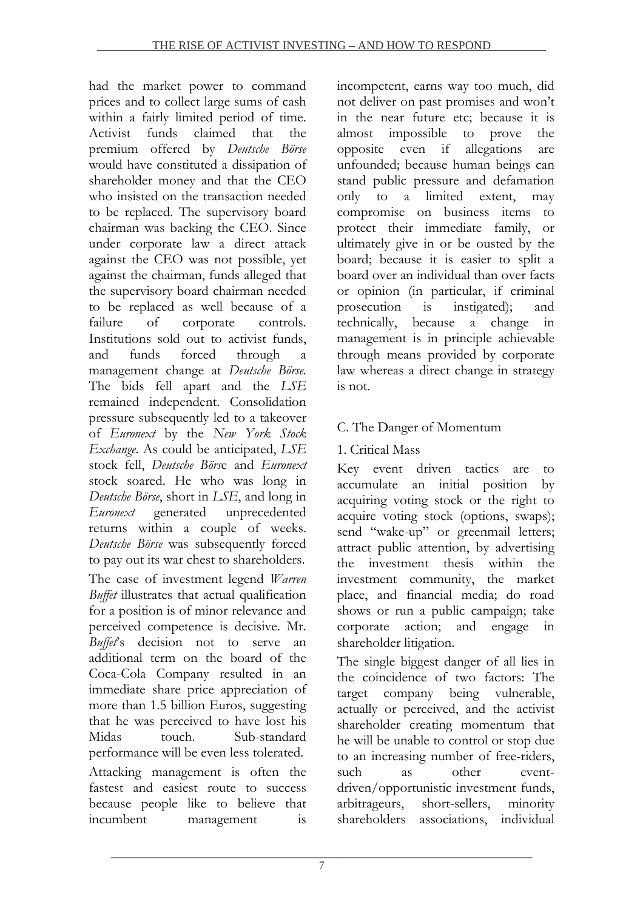had the market power to command prices and to collect large sums of cash within a fairly limited period of time. Activist funds claimed that the premium offered by *Deutsche Börse* would have constituted a dissipation of shareholder money and that the CEO who insisted on the transaction needed to be replaced. The supervisory board chairman was backing the CEO. Since under corporate law a direct attack against the CEO was not possible, yet against the chairman, funds alleged that the supervisory board chairman needed to be replaced as well because of a failure of corporate controls. Institutions sold out to activist funds, and funds forced through a management change at *Deutsche Börse*. The bids fell apart and the *LSE* remained independent. Consolidation pressure subsequently led to a takeover of *Euronext* by the *New York Stock Exchange*. As could be anticipated, *LSE* stock fell, *Deutsche Börse* and *Euronext* stock soared. He who was long in *Deutsche Börse*, short in *LSE*, and long in *Euronext* generated unprecedented returns within a couple of weeks. *Deutsche Börse* was subsequently forced to pay out its war chest to shareholders.

The case of investment legend *Warren Buffet* illustrates that actual qualification for a position is of minor relevance and perceived competence is decisive. Mr. *Buffet*'s decision not to serve an additional term on the board of the Coca-Cola Company resulted in an immediate share price appreciation of more than 1.5 billion Euros, suggesting that he was perceived to have lost his Midas touch. Sub-standard performance will be even less tolerated.

Attacking management is often the fastest and easiest route to success because people like to believe that incumbent management is incompetent, earns way too much, did not deliver on past promises and won't in the near future etc; because it is almost impossible to prove the opposite even if allegations are unfounded; because human beings can stand public pressure and defamation only to a limited extent, may compromise on business items to protect their immediate family, or ultimately give in or be ousted by the board; because it is easier to split a board over an individual than over facts or opinion (in particular, if criminal prosecution is instigated); and technically, because a change in management is in principle achievable through means provided by corporate law whereas a direct change in strategy is not.

## C. The Danger of Momentum

### 1. Critical Mass

Key event driven tactics are to accumulate an initial position by acquiring voting stock or the right to acquire voting stock (options, swaps); send "wake-up" or greenmail letters; attract public attention, by advertising the investment thesis within the investment community, the market place, and financial media; do road shows or run a public campaign; take corporate action; and engage in shareholder litigation.

The single biggest danger of all lies in the coincidence of two factors: The target company being vulnerable, actually or perceived, and the activist shareholder creating momentum that he will be unable to control or stop due to an increasing number of free-riders, such as other event-driven/opportunistic investment funds, arbitrageurs, short-sellers, minority shareholders associations, individual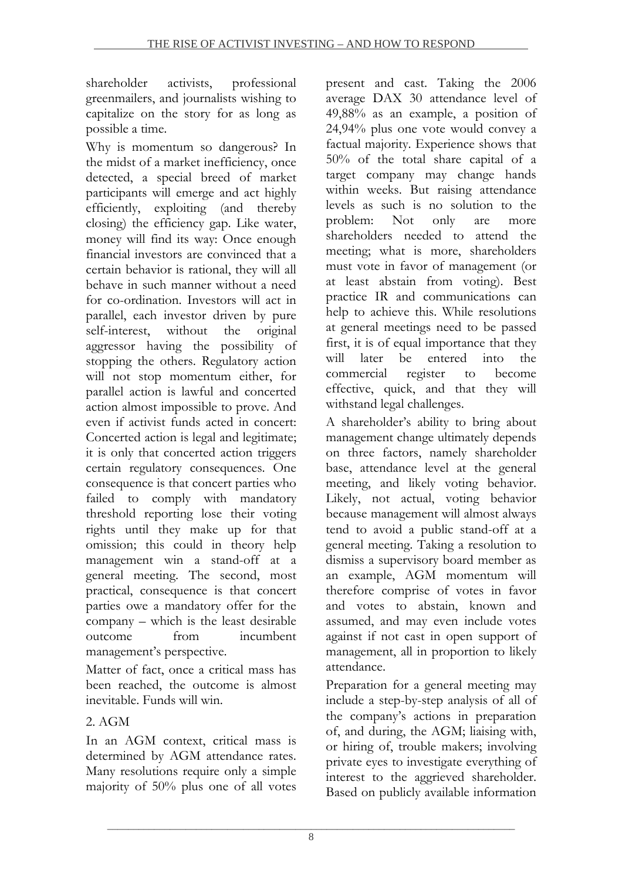shareholder activists, professional greenmailers, and journalists wishing to capitalize on the story for as long as possible a time.

Why is momentum so dangerous? In the midst of a market inefficiency, once detected, a special breed of market participants will emerge and act highly efficiently, exploiting (and thereby closing) the efficiency gap. Like water, money will find its way: Once enough financial investors are convinced that a certain behavior is rational, they will all behave in such manner without a need for co-ordination. Investors will act in parallel, each investor driven by pure self-interest, without the original aggressor having the possibility of stopping the others. Regulatory action will not stop momentum either, for parallel action is lawful and concerted action almost impossible to prove. And even if activist funds acted in concert: Concerted action is legal and legitimate; it is only that concerted action triggers certain regulatory consequences. One consequence is that concert parties who failed to comply with mandatory threshold reporting lose their voting rights until they make up for that omission; this could in theory help management win a stand-off at a general meeting. The second, most practical, consequence is that concert parties owe a mandatory offer for the company – which is the least desirable outcome from incumbent management's perspective.

Matter of fact, once a critical mass has been reached, the outcome is almost inevitable. Funds will win.

## 2. AGM

In an AGM context, critical mass is determined by AGM attendance rates. Many resolutions require only a simple majority of 50% plus one of all votes present and cast. Taking the 2006 average DAX 30 attendance level of 49,88% as an example, a position of 24,94% plus one vote would convey a factual majority. Experience shows that 50% of the total share capital of a target company may change hands within weeks. But raising attendance levels as such is no solution to the problem: Not only are more shareholders needed to attend the meeting; what is more, shareholders must vote in favor of management (or at least abstain from voting). Best practice IR and communications can help to achieve this. While resolutions at general meetings need to be passed first, it is of equal importance that they will later be entered into the commercial register to become effective, quick, and that they will withstand legal challenges.

A shareholder's ability to bring about management change ultimately depends on three factors, namely shareholder base, attendance level at the general meeting, and likely voting behavior. Likely, not actual, voting behavior because management will almost always tend to avoid a public stand-off at a general meeting. Taking a resolution to dismiss a supervisory board member as an example, AGM momentum will therefore comprise of votes in favor and votes to abstain, known and assumed, and may even include votes against if not cast in open support of management, all in proportion to likely attendance.

Preparation for a general meeting may include a step-by-step analysis of all of the company's actions in preparation of, and during, the AGM; liaising with, or hiring of, trouble makers; involving private eyes to investigate everything of interest to the aggrieved shareholder. Based on publicly available information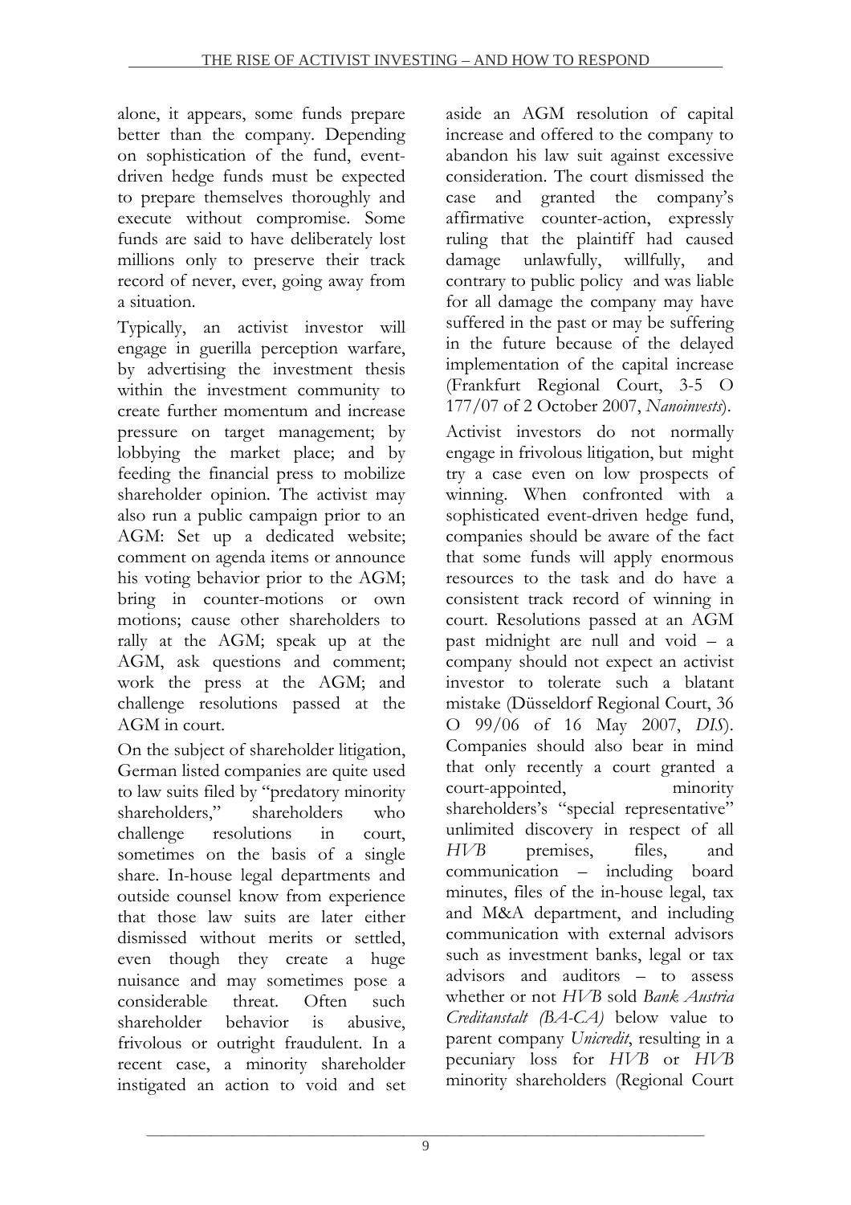alone, it appears, some funds prepare better than the company. Depending on sophistication of the fund, event-driven hedge funds must be expected to prepare themselves thoroughly and execute without compromise. Some funds are said to have deliberately lost millions only to preserve their track record of never, ever, going away from a situation.

Typically, an activist investor will engage in guerilla perception warfare, by advertising the investment thesis within the investment community to create further momentum and increase pressure on target management; by lobbying the market place; and by feeding the financial press to mobilize shareholder opinion. The activist may also run a public campaign prior to an AGM: Set up a dedicated website; comment on agenda items or announce his voting behavior prior to the AGM; bring in counter-motions or own motions; cause other shareholders to rally at the AGM; speak up at the AGM, ask questions and comment; work the press at the AGM; and challenge resolutions passed at the AGM in court.

On the subject of shareholder litigation, German listed companies are quite used to law suits filed by "predatory minority shareholders," shareholders who challenge resolutions in court, sometimes on the basis of a single share. In-house legal departments and outside counsel know from experience that those law suits are later either dismissed without merits or settled, even though they create a huge nuisance and may sometimes pose a considerable threat. Often such shareholder behavior is abusive, frivolous or outright fraudulent. In a recent case, a minority shareholder instigated an action to void and set aside an AGM resolution of capital increase and offered to the company to abandon his law suit against excessive consideration. The court dismissed the case and granted the company's affirmative counter-action, expressly ruling that the plaintiff had caused damage unlawfully, willfully, and contrary to public policy and was liable for all damage the company may have suffered in the past or may be suffering in the future because of the delayed implementation of the capital increase (Frankfurt Regional Court, 3-5 O 177/07 of 2 October 2007, *Nanoinvests*).

Activist investors do not normally engage in frivolous litigation, but might try a case even on low prospects of winning. When confronted with a sophisticated event-driven hedge fund, companies should be aware of the fact that some funds will apply enormous resources to the task and do have a consistent track record of winning in court. Resolutions passed at an AGM past midnight are null and void – a company should not expect an activist investor to tolerate such a blatant mistake (Düsseldorf Regional Court, 36 O 99/06 of 16 May 2007, *DIS*). Companies should also bear in mind that only recently a court granted a court-appointed, minority shareholders's "special representative" unlimited discovery in respect of all *HVB* premises, files, and communication – including board minutes, files of the in-house legal, tax and M&A department, and including communication with external advisors such as investment banks, legal or tax advisors and auditors – to assess whether or not *HVB* sold *Bank Austria Creditanstalt (BA-CA)* below value to parent company *Unicredit*, resulting in a pecuniary loss for *HVB* or *HVB* minority shareholders (Regional Court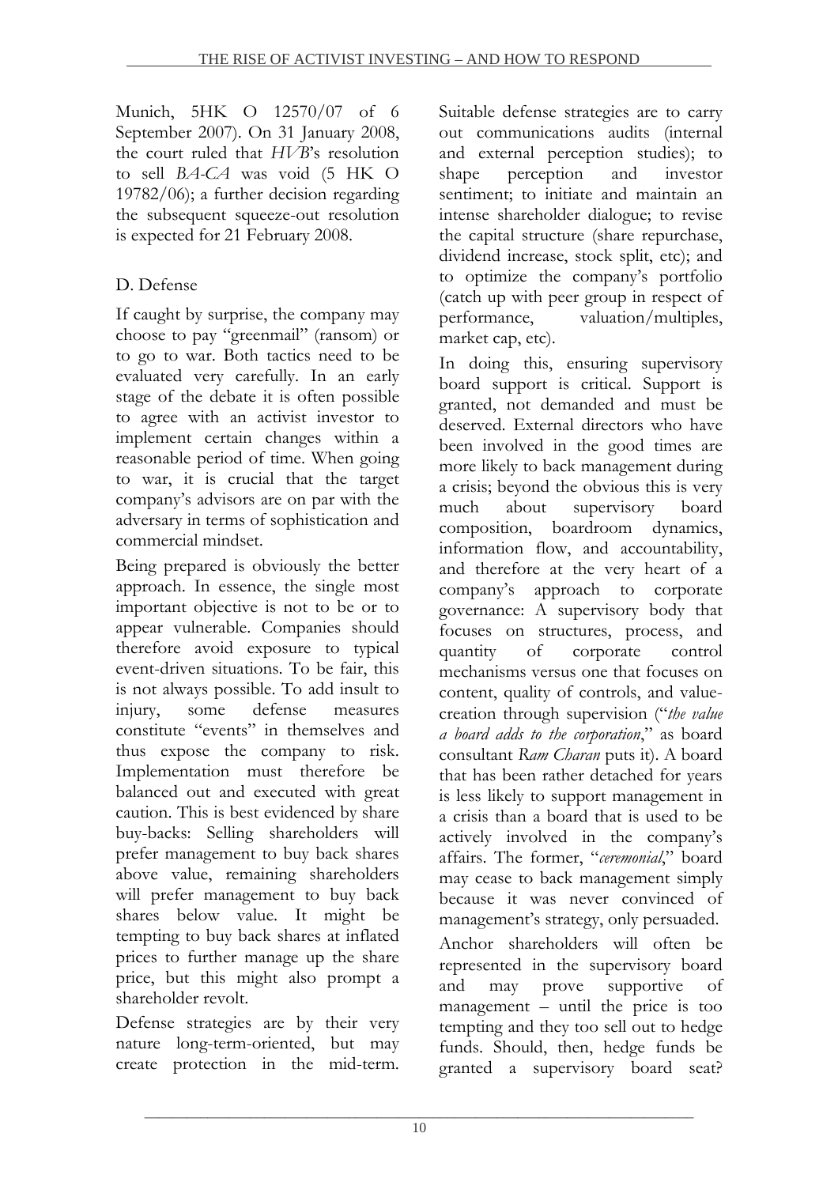Munich, 5HK O 12570/07 of 6 September 2007). On 31 January 2008, the court ruled that *HVB*'s resolution to sell *BA-CA* was void (5 HK O 19782/06); a further decision regarding the subsequent squeeze-out resolution is expected for 21 February 2008.

## D. Defense

If caught by surprise, the company may choose to pay "greenmail" (ransom) or to go to war. Both tactics need to be evaluated very carefully. In an early stage of the debate it is often possible to agree with an activist investor to implement certain changes within a reasonable period of time. When going to war, it is crucial that the target company's advisors are on par with the adversary in terms of sophistication and commercial mindset.

Being prepared is obviously the better approach. In essence, the single most important objective is not to be or to appear vulnerable. Companies should therefore avoid exposure to typical event-driven situations. To be fair, this is not always possible. To add insult to injury, some defense measures constitute "events" in themselves and thus expose the company to risk. Implementation must therefore be balanced out and executed with great caution. This is best evidenced by share buy-backs: Selling shareholders will prefer management to buy back shares above value, remaining shareholders will prefer management to buy back shares below value. It might be tempting to buy back shares at inflated prices to further manage up the share price, but this might also prompt a shareholder revolt.

Defense strategies are by their very nature long-term-oriented, but may create protection in the mid-term. Suitable defense strategies are to carry out communications audits (internal and external perception studies); to shape perception and investor sentiment; to initiate and maintain an intense shareholder dialogue; to revise the capital structure (share repurchase, dividend increase, stock split, etc); and to optimize the company's portfolio (catch up with peer group in respect of performance, valuation/multiples, market cap, etc).

In doing this, ensuring supervisory board support is critical. Support is granted, not demanded and must be deserved. External directors who have been involved in the good times are more likely to back management during a crisis; beyond the obvious this is very much about supervisory board composition, boardroom dynamics, information flow, and accountability, and therefore at the very heart of a company's approach to corporate governance: A supervisory body that focuses on structures, process, and quantity of corporate control mechanisms versus one that focuses on content, quality of controls, and value-creation through supervision ("*the value a board adds to the corporation*," as board consultant *Ram Charan* puts it). A board that has been rather detached for years is less likely to support management in a crisis than a board that is used to be actively involved in the company's affairs. The former, "*ceremonial*," board may cease to back management simply because it was never convinced of management's strategy, only persuaded.

Anchor shareholders will often be represented in the supervisory board and may prove supportive of management – until the price is too tempting and they too sell out to hedge funds. Should, then, hedge funds be granted a supervisory board seat?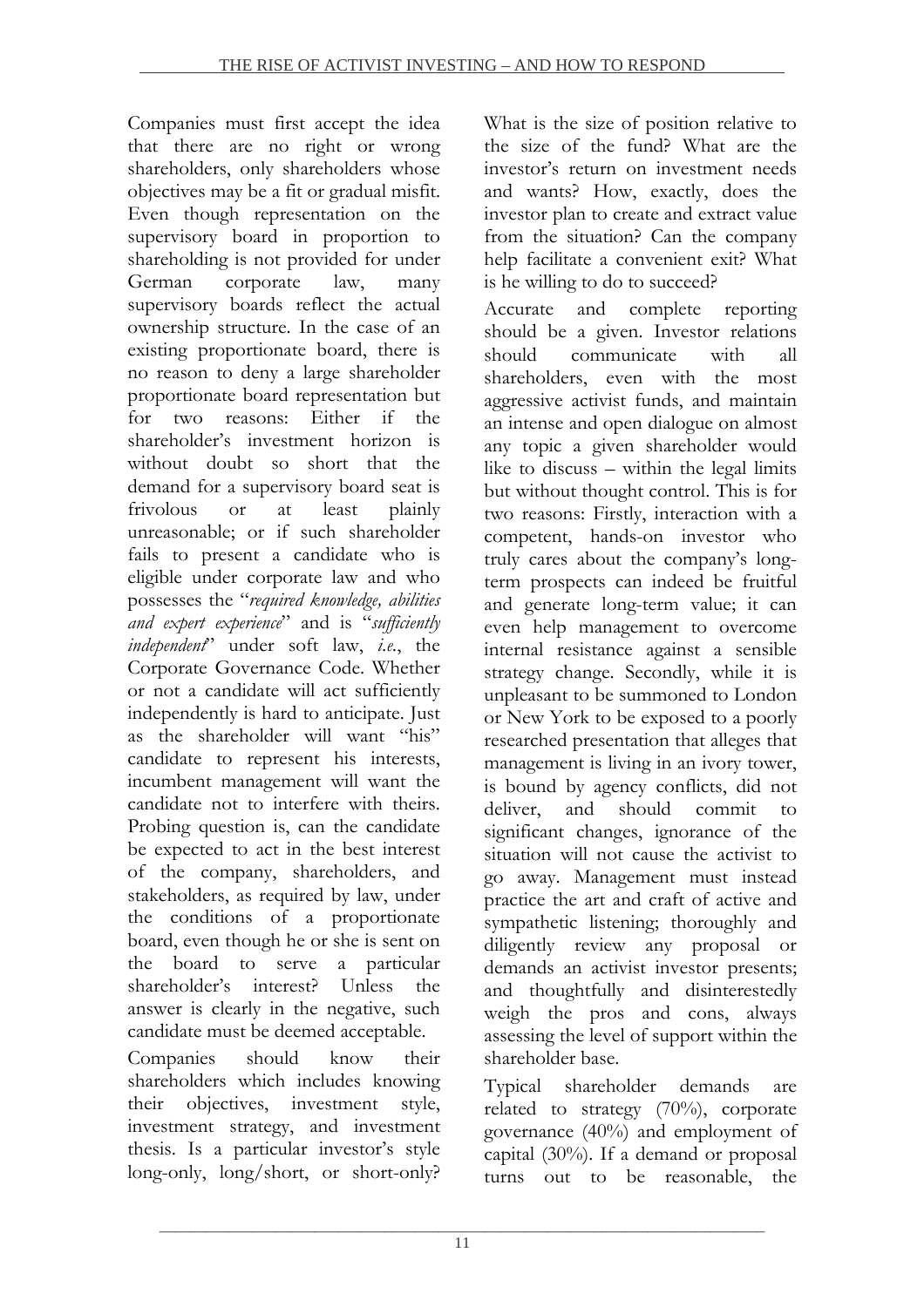Companies must first accept the idea that there are no right or wrong shareholders, only shareholders whose objectives may be a fit or gradual misfit. Even though representation on the supervisory board in proportion to shareholding is not provided for under German corporate law, many supervisory boards reflect the actual ownership structure. In the case of an existing proportionate board, there is no reason to deny a large shareholder proportionate board representation but for two reasons: Either if the shareholder's investment horizon is without doubt so short that the demand for a supervisory board seat is frivolous or at least plainly unreasonable; or if such shareholder fails to present a candidate who is eligible under corporate law and who possesses the "*required knowledge, abilities and expert experience*" and is "*sufficiently independent*" under soft law, *i.e.*, the Corporate Governance Code. Whether or not a candidate will act sufficiently independently is hard to anticipate. Just as the shareholder will want "his" candidate to represent his interests, incumbent management will want the candidate not to interfere with theirs. Probing question is, can the candidate be expected to act in the best interest of the company, shareholders, and stakeholders, as required by law, under the conditions of a proportionate board, even though he or she is sent on the board to serve a particular shareholder's interest? Unless the answer is clearly in the negative, such candidate must be deemed acceptable.

Companies should know their shareholders which includes knowing their objectives, investment style, investment strategy, and investment thesis. Is a particular investor's style long-only, long/short, or short-only? What is the size of position relative to the size of the fund? What are the investor's return on investment needs and wants? How, exactly, does the investor plan to create and extract value from the situation? Can the company help facilitate a convenient exit? What is he willing to do to succeed?

Accurate and complete reporting should be a given. Investor relations should communicate with all shareholders, even with the most aggressive activist funds, and maintain an intense and open dialogue on almost any topic a given shareholder would like to discuss – within the legal limits but without thought control. This is for two reasons: Firstly, interaction with a competent, hands-on investor who truly cares about the company's long-term prospects can indeed be fruitful and generate long-term value; it can even help management to overcome internal resistance against a sensible strategy change. Secondly, while it is unpleasant to be summoned to London or New York to be exposed to a poorly researched presentation that alleges that management is living in an ivory tower, is bound by agency conflicts, did not deliver, and should commit to significant changes, ignorance of the situation will not cause the activist to go away. Management must instead practice the art and craft of active and sympathetic listening; thoroughly and diligently review any proposal or demands an activist investor presents; and thoughtfully and disinterestedly weigh the pros and cons, always assessing the level of support within the shareholder base.

Typical shareholder demands are related to strategy (70%), corporate governance (40%) and employment of capital (30%). If a demand or proposal turns out to be reasonable, the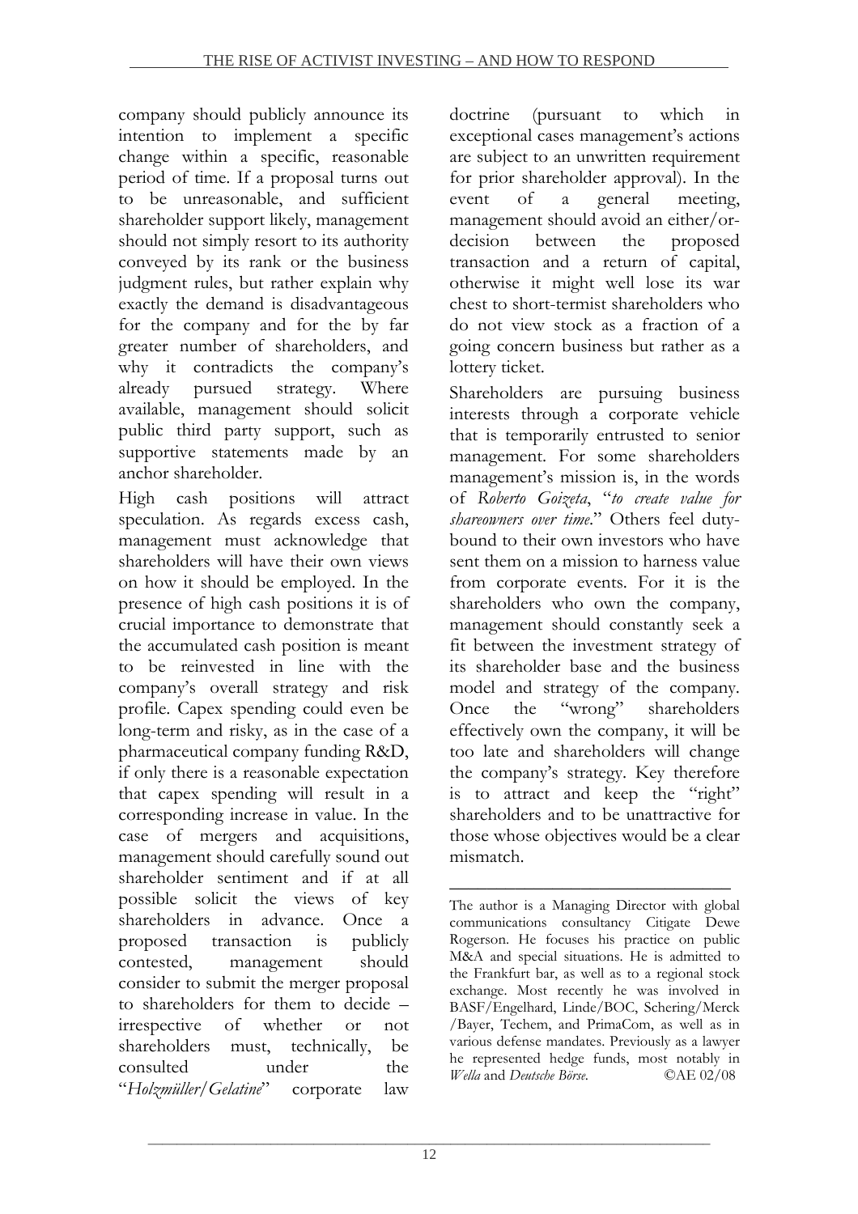company should publicly announce its intention to implement a specific change within a specific, reasonable period of time. If a proposal turns out to be unreasonable, and sufficient shareholder support likely, management should not simply resort to its authority conveyed by its rank or the business judgment rules, but rather explain why exactly the demand is disadvantageous for the company and for the by far greater number of shareholders, and why it contradicts the company's already pursued strategy. Where available, management should solicit public third party support, such as supportive statements made by an anchor shareholder.

High cash positions will attract speculation. As regards excess cash, management must acknowledge that shareholders will have their own views on how it should be employed. In the presence of high cash positions it is of crucial importance to demonstrate that the accumulated cash position is meant to be reinvested in line with the company's overall strategy and risk profile. Capex spending could even be long-term and risky, as in the case of a pharmaceutical company funding R&D, if only there is a reasonable expectation that capex spending will result in a corresponding increase in value. In the case of mergers and acquisitions, management should carefully sound out shareholder sentiment and if at all possible solicit the views of key shareholders in advance. Once a proposed transaction is publicly contested, management should consider to submit the merger proposal to shareholders for them to decide – irrespective of whether or not shareholders must, technically, be consulted under the "*Holzmüller/Gelatine*" corporate law doctrine (pursuant to which in exceptional cases management's actions are subject to an unwritten requirement for prior shareholder approval). In the event of a general meeting, management should avoid an either/or-decision between the proposed transaction and a return of capital, otherwise it might well lose its war chest to short-termist shareholders who do not view stock as a fraction of a going concern business but rather as a lottery ticket.

Shareholders are pursuing business interests through a corporate vehicle that is temporarily entrusted to senior management. For some shareholders management's mission is, in the words of *Roberto Goizeta*, "*to create value for shareowners over time*." Others feel duty-bound to their own investors who have sent them on a mission to harness value from corporate events. For it is the shareholders who own the company, management should constantly seek a fit between the investment strategy of its shareholder base and the business model and strategy of the company. Once the "wrong" shareholders effectively own the company, it will be too late and shareholders will change the company's strategy. Key therefore is to attract and keep the "right" shareholders and to be unattractive for those whose objectives would be a clear mismatch.

---

The author is a Managing Director with global communications consultancy Citigate Dewe Rogerson. He focuses his practice on public M&A and special situations. He is admitted to the Frankfurt bar, as well as to a regional stock exchange. Most recently he was involved in BASF/Engelhard, Linde/BOC, Schering/Merck /Bayer, Techem, and PrimaCom, as well as in various defense mandates. Previously as a lawyer he represented hedge funds, most notably in *Wella* and *Deutsche Börse*. ©AE 02/08